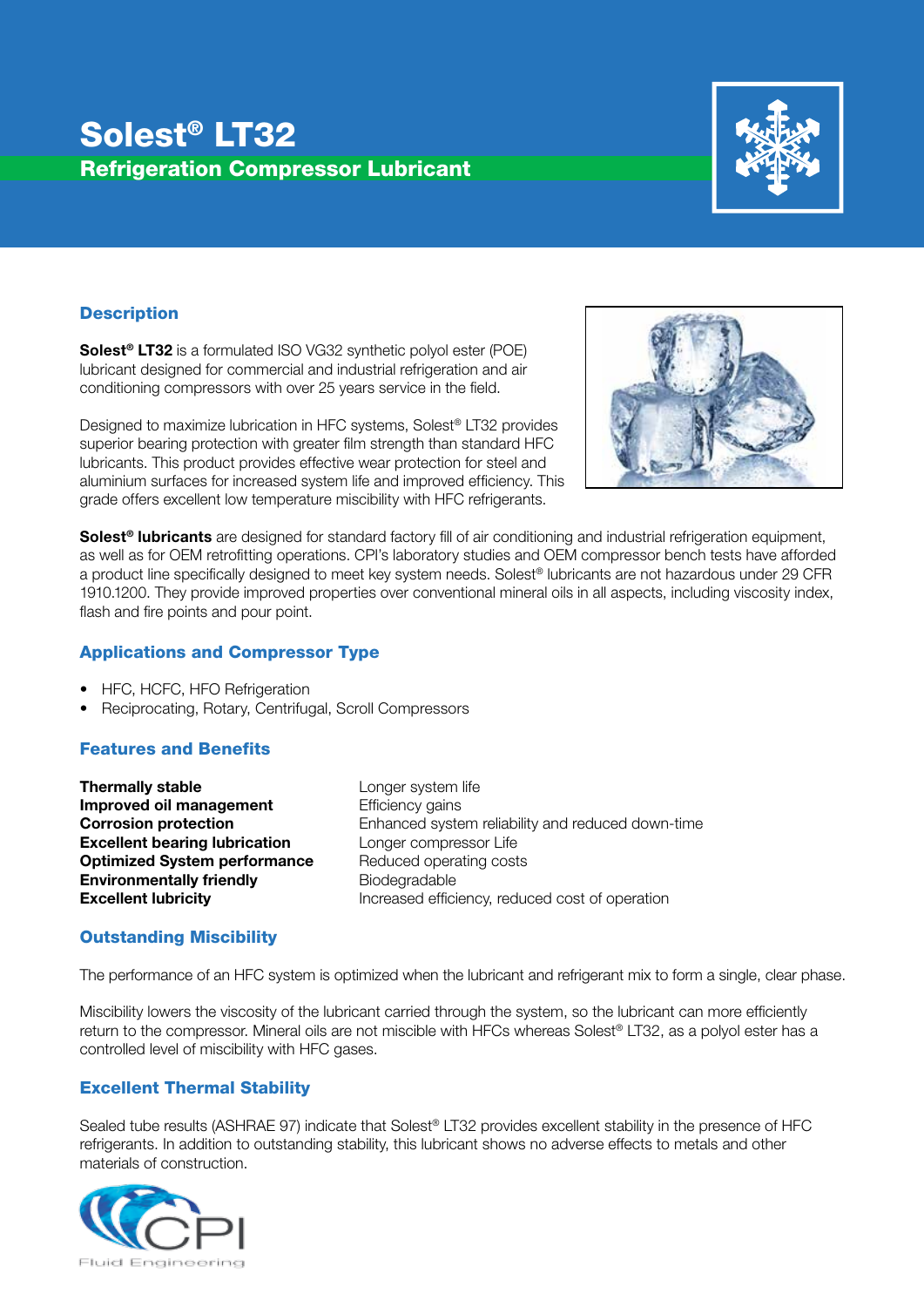# Solest® LT32

## Refrigeration Compressor Lubricant

### Description

**Solest® LT32** is a formulated ISO VG32 synthetic polyol ester (POE) lubricant designed for commercial and industrial refrigeration and air conditioning compressors with over 25 years service in the field.

Designed to maximize lubrication in HFC systems, Solest® LT32 provides superior bearing protection with greater film strength than standard HFC lubricants. This product provides effective wear protection for steel and aluminium surfaces for increased system life and improved efficiency. This grade offers excellent low temperature miscibility with HFC refrigerants.

**Solest® lubricants** are designed for standard factory fill of air conditioning and industrial refrigeration equipment, as well as for OEM retrofitting operations. CPI's laboratory studies and OEM compressor bench tests have afforded a product line specifically designed to meet key system needs. Solest® lubricants are not hazardous under 29 CFR 1910.1200. They provide improved properties over conventional mineral oils in all aspects, including viscosity index, flash and fire points and pour point.

### Applications and Compressor Type

- HFC, HCFC, HFO Refrigeration
- Reciprocating, Rotary, Centrifugal, Scroll Compressors

### Features and Benefits

| | |
|---|---|
| **Thermally stable** | Longer system life |
| **Improved oil management** | Efficiency gains |
| **Corrosion protection** | Enhanced system reliability and reduced down-time |
| **Excellent bearing lubrication** | Longer compressor Life |
| **Optimized System performance** | Reduced operating costs |
| **Environmentally friendly** | Biodegradable |
| **Excellent lubricity** | Increased efficiency, reduced cost of operation |

### Outstanding Miscibility

The performance of an HFC system is optimized when the lubricant and refrigerant mix to form a single, clear phase.

Miscibility lowers the viscosity of the lubricant carried through the system, so the lubricant can more efficiently return to the compressor. Mineral oils are not miscible with HFCs whereas Solest® LT32, as a polyol ester has a controlled level of miscibility with HFC gases.

### Excellent Thermal Stability

Sealed tube results (ASHRAE 97) indicate that Solest® LT32 provides excellent stability in the presence of HFC refrigerants. In addition to outstanding stability, this lubricant shows no adverse effects to metals and other materials of construction.

CPI Fluid Engineering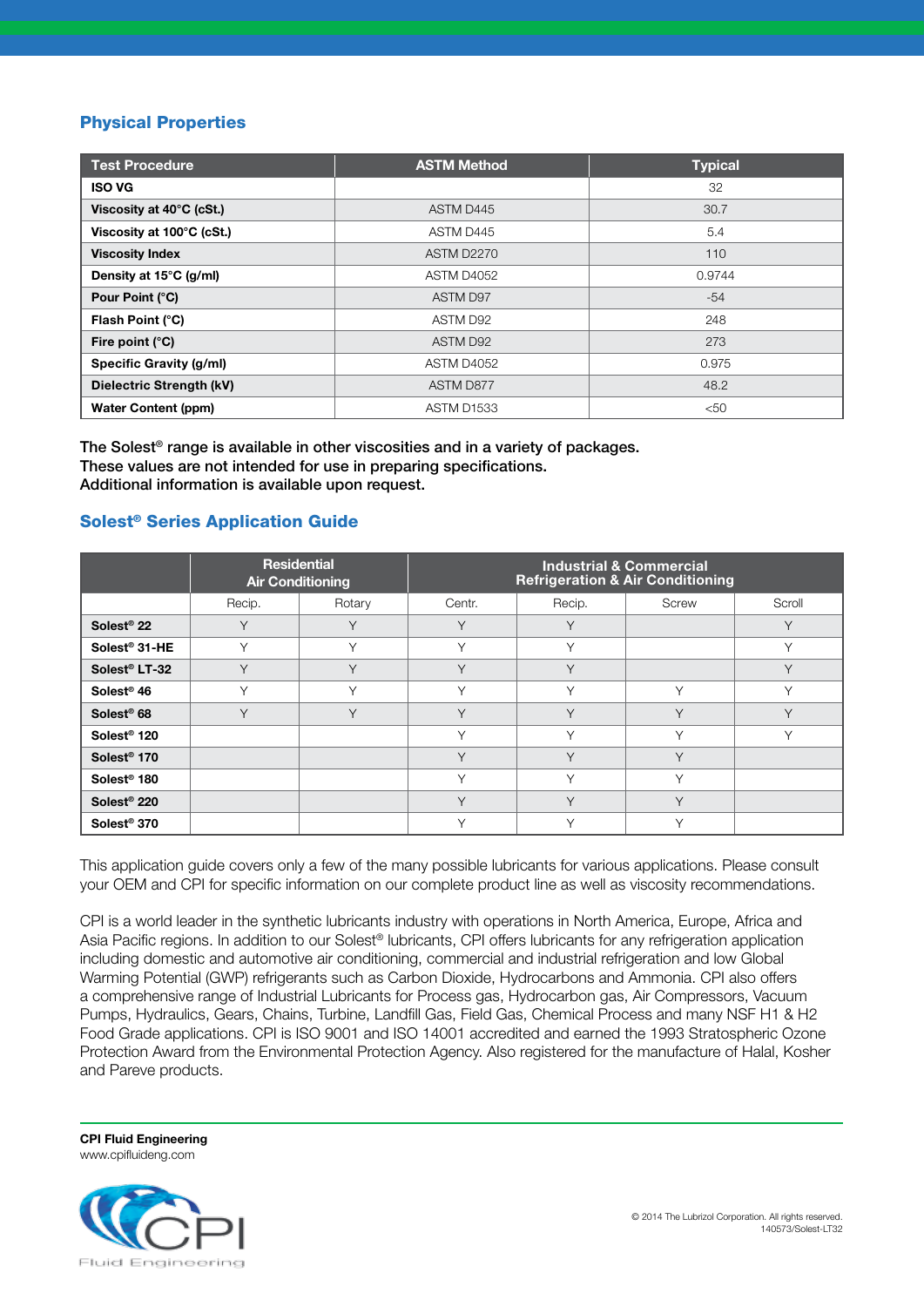## Physical Properties

| Test Procedure | ASTM Method | Typical |
|---|---|---|
| ISO VG | | 32 |
| Viscosity at 40°C (cSt.) | ASTM D445 | 30.7 |
| Viscosity at 100°C (cSt.) | ASTM D445 | 5.4 |
| Viscosity Index | ASTM D2270 | 110 |
| Density at 15°C (g/ml) | ASTM D4052 | 0.9744 |
| Pour Point (°C) | ASTM D97 | -54 |
| Flash Point (°C) | ASTM D92 | 248 |
| Fire point (°C) | ASTM D92 | 273 |
| Specific Gravity (g/ml) | ASTM D4052 | 0.975 |
| Dielectric Strength (kV) | ASTM D877 | 48.2 |
| Water Content (ppm) | ASTM D1533 | <50 |

The Solest® range is available in other viscosities and in a variety of packages.
These values are not intended for use in preparing specifications.
Additional information is available upon request.

## Solest® Series Application Guide

| | Residential Air Conditioning | | Industrial & Commercial Refrigeration & Air Conditioning | | | |
|---|---|---|---|---|---|---|
| | Recip. | Rotary | Centr. | Recip. | Screw | Scroll |
| Solest® 22 | Y | Y | Y | Y | | Y |
| Solest® 31-HE | Y | Y | Y | Y | | Y |
| Solest® LT-32 | Y | Y | Y | Y | | Y |
| Solest® 46 | Y | Y | Y | Y | Y | Y |
| Solest® 68 | Y | Y | Y | Y | Y | Y |
| Solest® 120 | | | Y | Y | Y | Y |
| Solest® 170 | | | Y | Y | Y | |
| Solest® 180 | | | Y | Y | Y | |
| Solest® 220 | | | Y | Y | Y | |
| Solest® 370 | | | Y | Y | Y | |

This application guide covers only a few of the many possible lubricants for various applications. Please consult your OEM and CPI for specific information on our complete product line as well as viscosity recommendations.

CPI is a world leader in the synthetic lubricants industry with operations in North America, Europe, Africa and Asia Pacific regions. In addition to our Solest® lubricants, CPI offers lubricants for any refrigeration application including domestic and automotive air conditioning, commercial and industrial refrigeration and low Global Warming Potential (GWP) refrigerants such as Carbon Dioxide, Hydrocarbons and Ammonia. CPI also offers a comprehensive range of Industrial Lubricants for Process gas, Hydrocarbon gas, Air Compressors, Vacuum Pumps, Hydraulics, Gears, Chains, Turbine, Landfill Gas, Field Gas, Chemical Process and many NSF H1 & H2 Food Grade applications. CPI is ISO 9001 and ISO 14001 accredited and earned the 1993 Stratospheric Ozone Protection Award from the Environmental Protection Agency. Also registered for the manufacture of Halal, Kosher and Pareve products.

**CPI Fluid Engineering**
www.cpifluideng.com

CPI Fluid Engineering

© 2014 The Lubrizol Corporation. All rights reserved.
140573/Solest-LT32